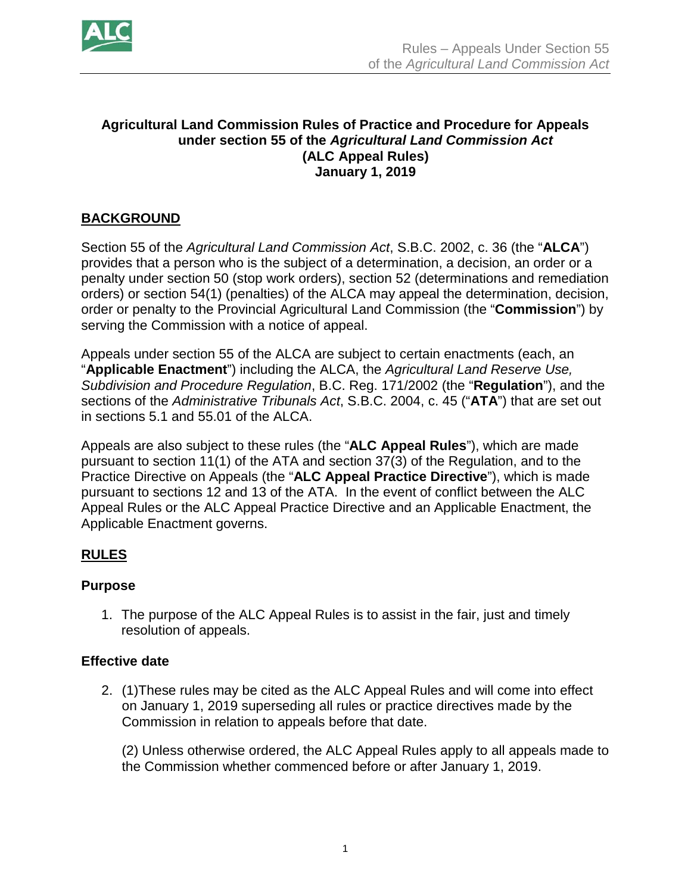# Agricultural Land Commission Rules of Practice and Procedure for Appeals under section 55 of the *Agricultural Land Commission Act* (ALC Appeal Rules) January 1, 2019

## BACKGROUND

Section 55 of the *Agricultural Land Commission Act*, S.B.C. 2002, c. 36 (the "**ALCA**") provides that a person who is the subject of a determination, a decision, an order or a penalty under section 50 (stop work orders), section 52 (determinations and remediation orders) or section 54(1) (penalties) of the ALCA may appeal the determination, decision, order or penalty to the Provincial Agricultural Land Commission (the "**Commission**") by serving the Commission with a notice of appeal.

Appeals under section 55 of the ALCA are subject to certain enactments (each, an "**Applicable Enactment**") including the ALCA, the *Agricultural Land Reserve Use, Subdivision and Procedure Regulation*, B.C. Reg. 171/2002 (the "**Regulation**"), and the sections of the *Administrative Tribunals Act*, S.B.C. 2004, c. 45 ("**ATA**") that are set out in sections 5.1 and 55.01 of the ALCA.

Appeals are also subject to these rules (the "**ALC Appeal Rules**"), which are made pursuant to section 11(1) of the ATA and section 37(3) of the Regulation, and to the Practice Directive on Appeals (the "**ALC Appeal Practice Directive**"), which is made pursuant to sections 12 and 13 of the ATA. In the event of conflict between the ALC Appeal Rules or the ALC Appeal Practice Directive and an Applicable Enactment, the Applicable Enactment governs.

## RULES

### Purpose

1. The purpose of the ALC Appeal Rules is to assist in the fair, just and timely resolution of appeals.

### Effective date

2. (1)These rules may be cited as the ALC Appeal Rules and will come into effect on January 1, 2019 superseding all rules or practice directives made by the Commission in relation to appeals before that date.

   (2) Unless otherwise ordered, the ALC Appeal Rules apply to all appeals made to the Commission whether commenced before or after January 1, 2019.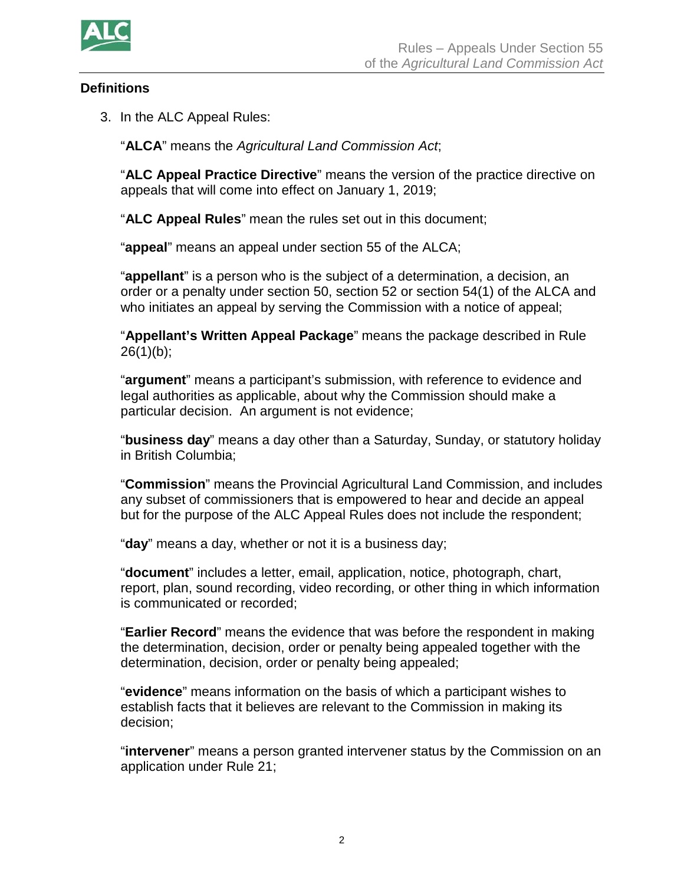## Definitions

3. In the ALC Appeal Rules:

   "**ALCA**" means the *Agricultural Land Commission Act*;

   "**ALC Appeal Practice Directive**" means the version of the practice directive on appeals that will come into effect on January 1, 2019;

   "**ALC Appeal Rules**" mean the rules set out in this document;

   "**appeal**" means an appeal under section 55 of the ALCA;

   "**appellant**" is a person who is the subject of a determination, a decision, an order or a penalty under section 50, section 52 or section 54(1) of the ALCA and who initiates an appeal by serving the Commission with a notice of appeal;

   "**Appellant's Written Appeal Package**" means the package described in Rule 26(1)(b);

   "**argument**" means a participant's submission, with reference to evidence and legal authorities as applicable, about why the Commission should make a particular decision. An argument is not evidence;

   "**business day**" means a day other than a Saturday, Sunday, or statutory holiday in British Columbia;

   "**Commission**" means the Provincial Agricultural Land Commission, and includes any subset of commissioners that is empowered to hear and decide an appeal but for the purpose of the ALC Appeal Rules does not include the respondent;

   "**day**" means a day, whether or not it is a business day;

   "**document**" includes a letter, email, application, notice, photograph, chart, report, plan, sound recording, video recording, or other thing in which information is communicated or recorded;

   "**Earlier Record**" means the evidence that was before the respondent in making the determination, decision, order or penalty being appealed together with the determination, decision, order or penalty being appealed;

   "**evidence**" means information on the basis of which a participant wishes to establish facts that it believes are relevant to the Commission in making its decision;

   "**intervener**" means a person granted intervener status by the Commission on an application under Rule 21;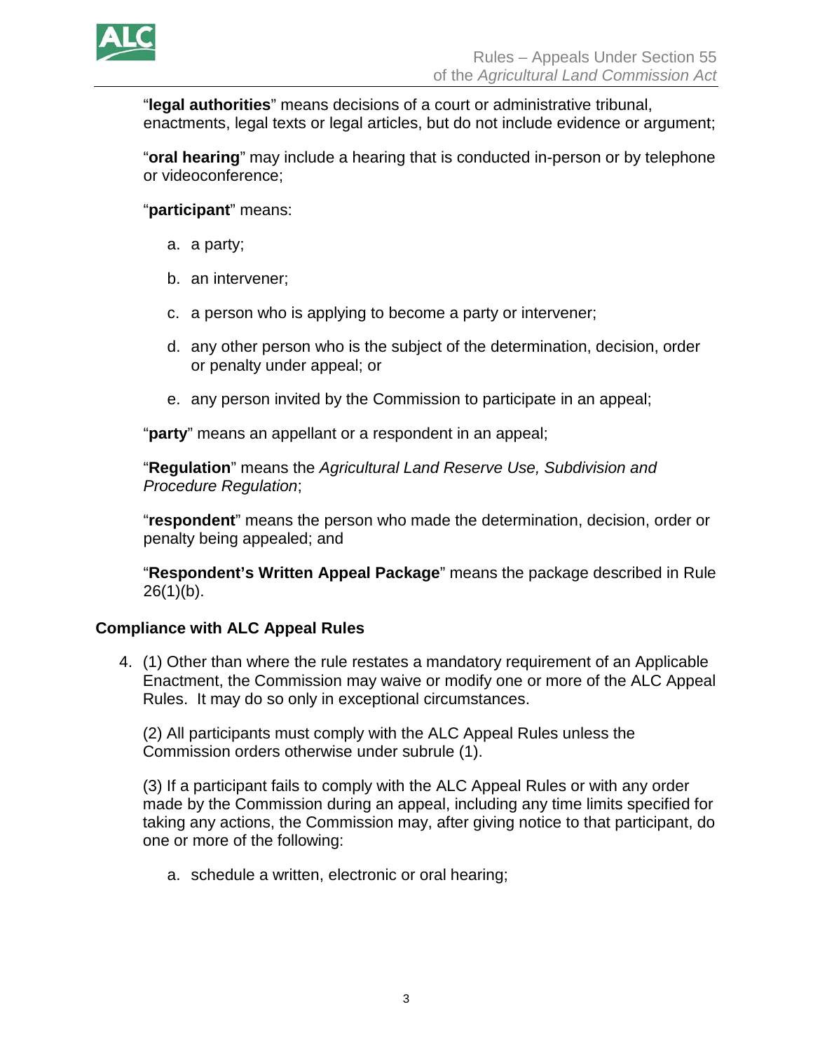"**legal authorities**" means decisions of a court or administrative tribunal, enactments, legal texts or legal articles, but do not include evidence or argument;

"**oral hearing**" may include a hearing that is conducted in-person or by telephone or videoconference;

"**participant**" means:

a. a party;

b. an intervener;

c. a person who is applying to become a party or intervener;

d. any other person who is the subject of the determination, decision, order or penalty under appeal; or

e. any person invited by the Commission to participate in an appeal;

"**party**" means an appellant or a respondent in an appeal;

"**Regulation**" means the *Agricultural Land Reserve Use, Subdivision and Procedure Regulation*;

"**respondent**" means the person who made the determination, decision, order or penalty being appealed; and

"**Respondent's Written Appeal Package**" means the package described in Rule 26(1)(b).

### Compliance with ALC Appeal Rules

4. (1) Other than where the rule restates a mandatory requirement of an Applicable Enactment, the Commission may waive or modify one or more of the ALC Appeal Rules. It may do so only in exceptional circumstances.

   (2) All participants must comply with the ALC Appeal Rules unless the Commission orders otherwise under subrule (1).

   (3) If a participant fails to comply with the ALC Appeal Rules or with any order made by the Commission during an appeal, including any time limits specified for taking any actions, the Commission may, after giving notice to that participant, do one or more of the following:

   a. schedule a written, electronic or oral hearing;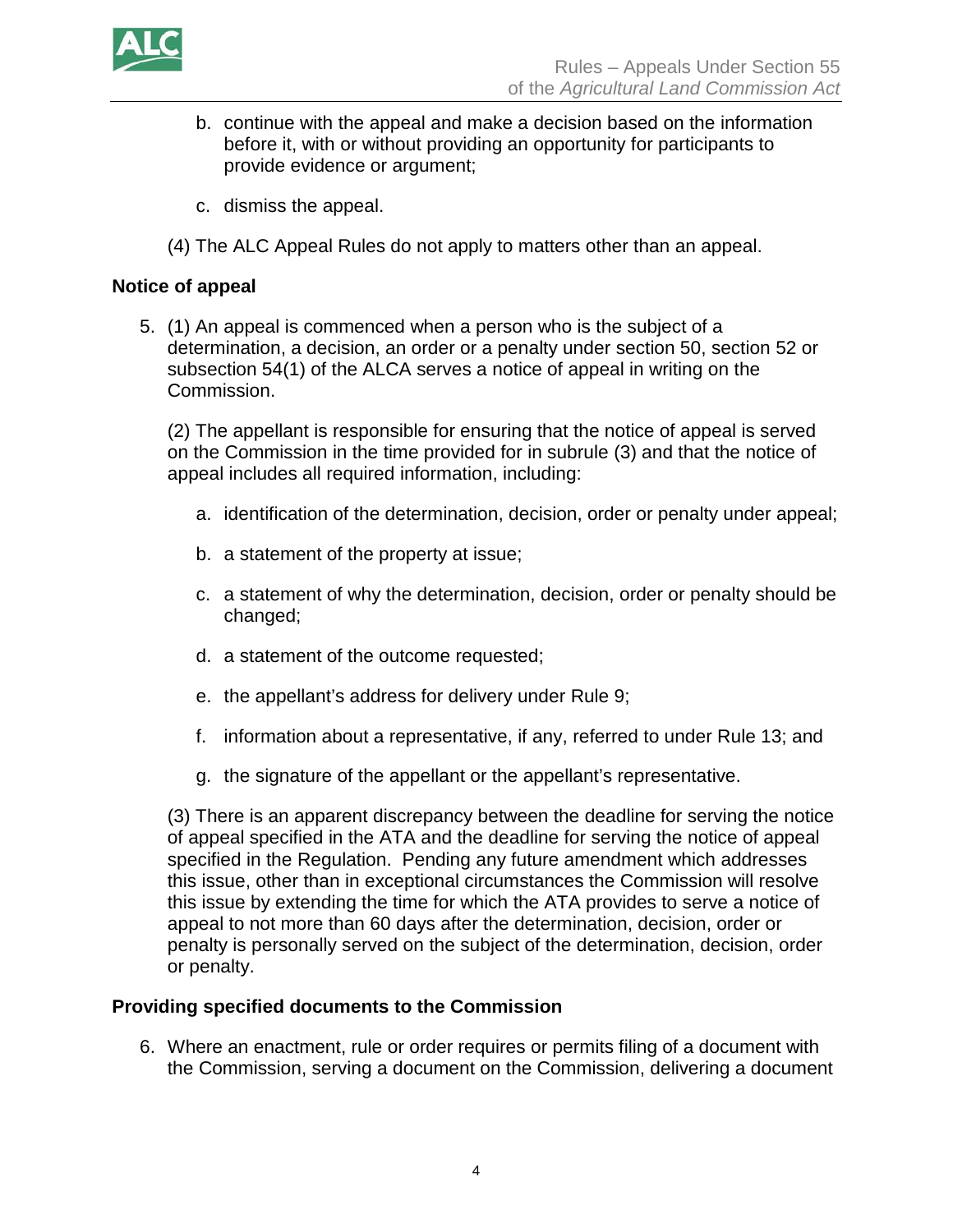b. continue with the appeal and make a decision based on the information before it, with or without providing an opportunity for participants to provide evidence or argument;

c. dismiss the appeal.

(4) The ALC Appeal Rules do not apply to matters other than an appeal.

**Notice of appeal**

5. (1) An appeal is commenced when a person who is the subject of a determination, a decision, an order or a penalty under section 50, section 52 or subsection 54(1) of the ALCA serves a notice of appeal in writing on the Commission.

   (2) The appellant is responsible for ensuring that the notice of appeal is served on the Commission in the time provided for in subrule (3) and that the notice of appeal includes all required information, including:

   a. identification of the determination, decision, order or penalty under appeal;

   b. a statement of the property at issue;

   c. a statement of why the determination, decision, order or penalty should be changed;

   d. a statement of the outcome requested;

   e. the appellant's address for delivery under Rule 9;

   f. information about a representative, if any, referred to under Rule 13; and

   g. the signature of the appellant or the appellant's representative.

   (3) There is an apparent discrepancy between the deadline for serving the notice of appeal specified in the ATA and the deadline for serving the notice of appeal specified in the Regulation. Pending any future amendment which addresses this issue, other than in exceptional circumstances the Commission will resolve this issue by extending the time for which the ATA provides to serve a notice of appeal to not more than 60 days after the determination, decision, order or penalty is personally served on the subject of the determination, decision, order or penalty.

**Providing specified documents to the Commission**

6. Where an enactment, rule or order requires or permits filing of a document with the Commission, serving a document on the Commission, delivering a document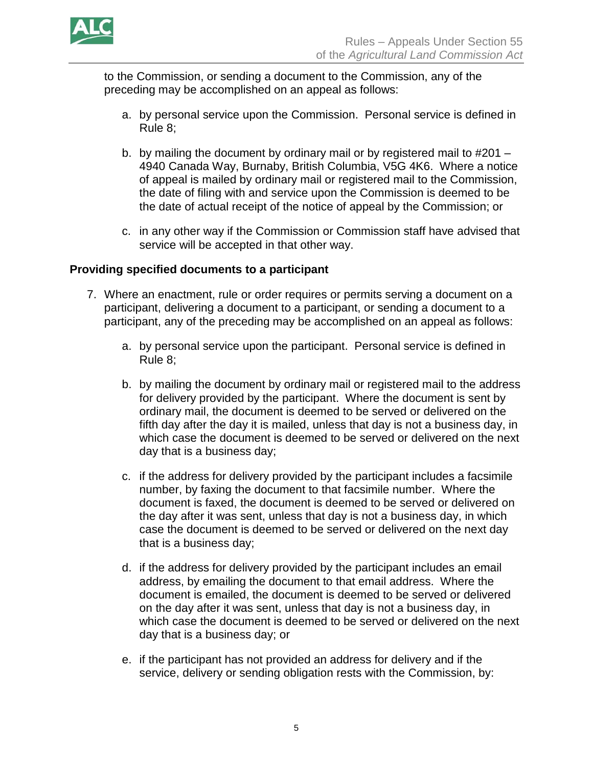to the Commission, or sending a document to the Commission, any of the preceding may be accomplished on an appeal as follows:

a. by personal service upon the Commission. Personal service is defined in Rule 8;

b. by mailing the document by ordinary mail or by registered mail to #201 – 4940 Canada Way, Burnaby, British Columbia, V5G 4K6. Where a notice of appeal is mailed by ordinary mail or registered mail to the Commission, the date of filing with and service upon the Commission is deemed to be the date of actual receipt of the notice of appeal by the Commission; or

c. in any other way if the Commission or Commission staff have advised that service will be accepted in that other way.

**Providing specified documents to a participant**

7. Where an enactment, rule or order requires or permits serving a document on a participant, delivering a document to a participant, or sending a document to a participant, any of the preceding may be accomplished on an appeal as follows:

   a. by personal service upon the participant. Personal service is defined in Rule 8;

   b. by mailing the document by ordinary mail or registered mail to the address for delivery provided by the participant. Where the document is sent by ordinary mail, the document is deemed to be served or delivered on the fifth day after the day it is mailed, unless that day is not a business day, in which case the document is deemed to be served or delivered on the next day that is a business day;

   c. if the address for delivery provided by the participant includes a facsimile number, by faxing the document to that facsimile number. Where the document is faxed, the document is deemed to be served or delivered on the day after it was sent, unless that day is not a business day, in which case the document is deemed to be served or delivered on the next day that is a business day;

   d. if the address for delivery provided by the participant includes an email address, by emailing the document to that email address. Where the document is emailed, the document is deemed to be served or delivered on the day after it was sent, unless that day is not a business day, in which case the document is deemed to be served or delivered on the next day that is a business day; or

   e. if the participant has not provided an address for delivery and if the service, delivery or sending obligation rests with the Commission, by: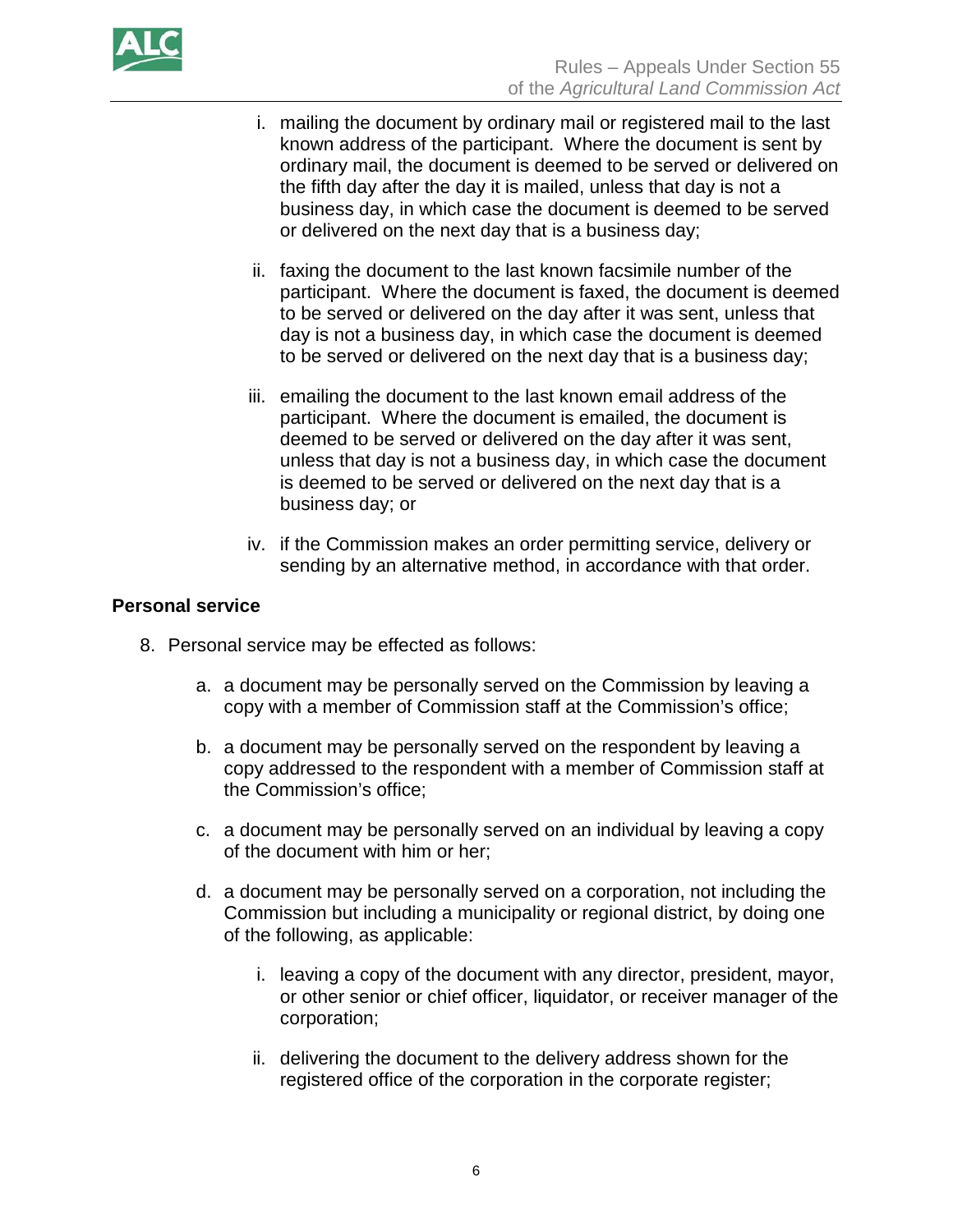i. mailing the document by ordinary mail or registered mail to the last known address of the participant. Where the document is sent by ordinary mail, the document is deemed to be served or delivered on the fifth day after the day it is mailed, unless that day is not a business day, in which case the document is deemed to be served or delivered on the next day that is a business day;

   ii. faxing the document to the last known facsimile number of the participant. Where the document is faxed, the document is deemed to be served or delivered on the day after it was sent, unless that day is not a business day, in which case the document is deemed to be served or delivered on the next day that is a business day;

   iii. emailing the document to the last known email address of the participant. Where the document is emailed, the document is deemed to be served or delivered on the day after it was sent, unless that day is not a business day, in which case the document is deemed to be served or delivered on the next day that is a business day; or

   iv. if the Commission makes an order permitting service, delivery or sending by an alternative method, in accordance with that order.

**Personal service**

8. Personal service may be effected as follows:

   a. a document may be personally served on the Commission by leaving a copy with a member of Commission staff at the Commission's office;

   b. a document may be personally served on the respondent by leaving a copy addressed to the respondent with a member of Commission staff at the Commission's office;

   c. a document may be personally served on an individual by leaving a copy of the document with him or her;

   d. a document may be personally served on a corporation, not including the Commission but including a municipality or regional district, by doing one of the following, as applicable:

      i. leaving a copy of the document with any director, president, mayor, or other senior or chief officer, liquidator, or receiver manager of the corporation;

      ii. delivering the document to the delivery address shown for the registered office of the corporation in the corporate register;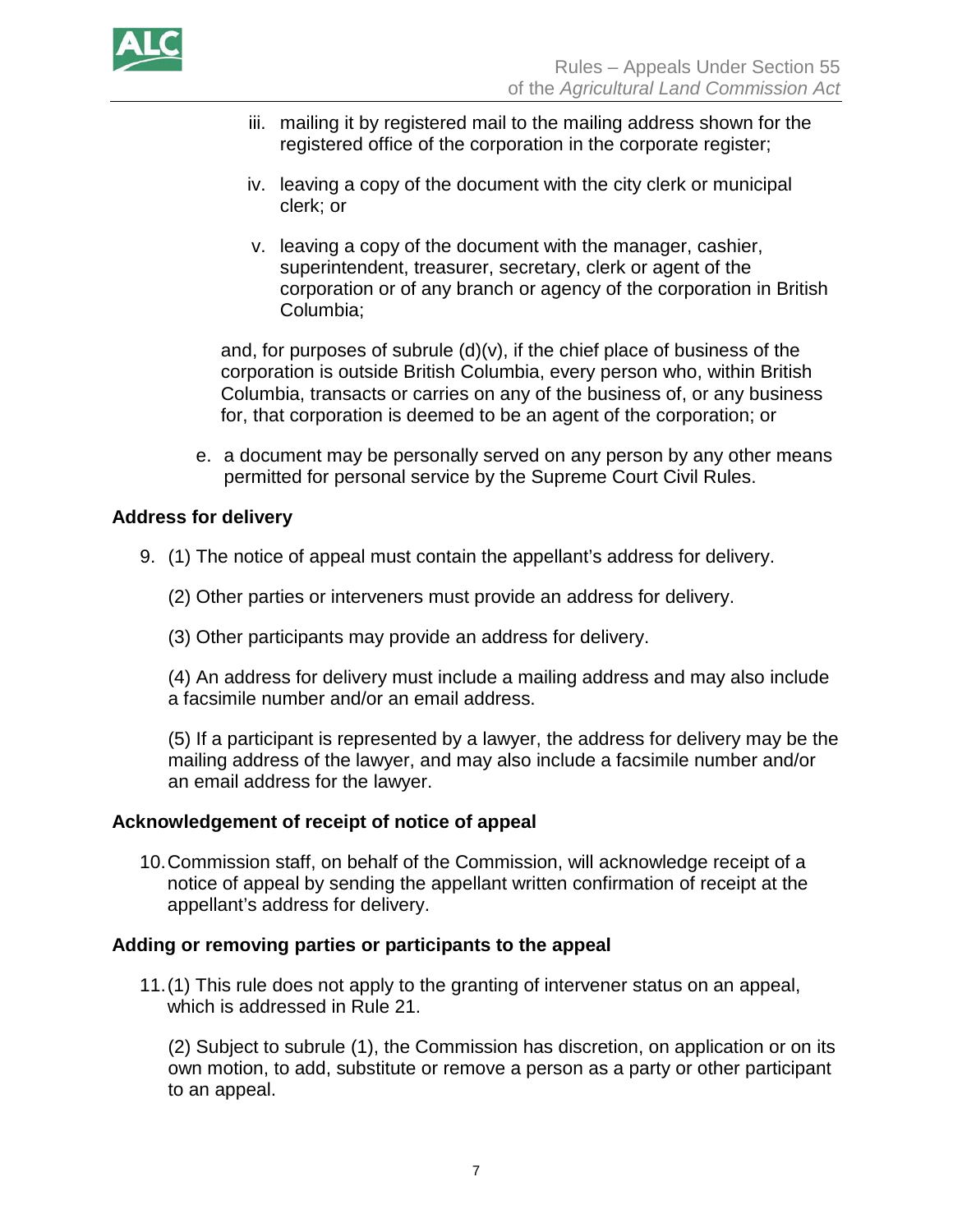iii. mailing it by registered mail to the mailing address shown for the registered office of the corporation in the corporate register;

   iv. leaving a copy of the document with the city clerk or municipal clerk; or

   v. leaving a copy of the document with the manager, cashier, superintendent, treasurer, secretary, clerk or agent of the corporation or of any branch or agency of the corporation in British Columbia;

   and, for purposes of subrule (d)(v), if the chief place of business of the corporation is outside British Columbia, every person who, within British Columbia, transacts or carries on any of the business of, or any business for, that corporation is deemed to be an agent of the corporation; or

e. a document may be personally served on any person by any other means permitted for personal service by the Supreme Court Civil Rules.

**Address for delivery**

9. (1) The notice of appeal must contain the appellant's address for delivery.

   (2) Other parties or interveners must provide an address for delivery.

   (3) Other participants may provide an address for delivery.

   (4) An address for delivery must include a mailing address and may also include a facsimile number and/or an email address.

   (5) If a participant is represented by a lawyer, the address for delivery may be the mailing address of the lawyer, and may also include a facsimile number and/or an email address for the lawyer.

**Acknowledgement of receipt of notice of appeal**

10. Commission staff, on behalf of the Commission, will acknowledge receipt of a notice of appeal by sending the appellant written confirmation of receipt at the appellant's address for delivery.

**Adding or removing parties or participants to the appeal**

11. (1) This rule does not apply to the granting of intervener status on an appeal, which is addressed in Rule 21.

   (2) Subject to subrule (1), the Commission has discretion, on application or on its own motion, to add, substitute or remove a person as a party or other participant to an appeal.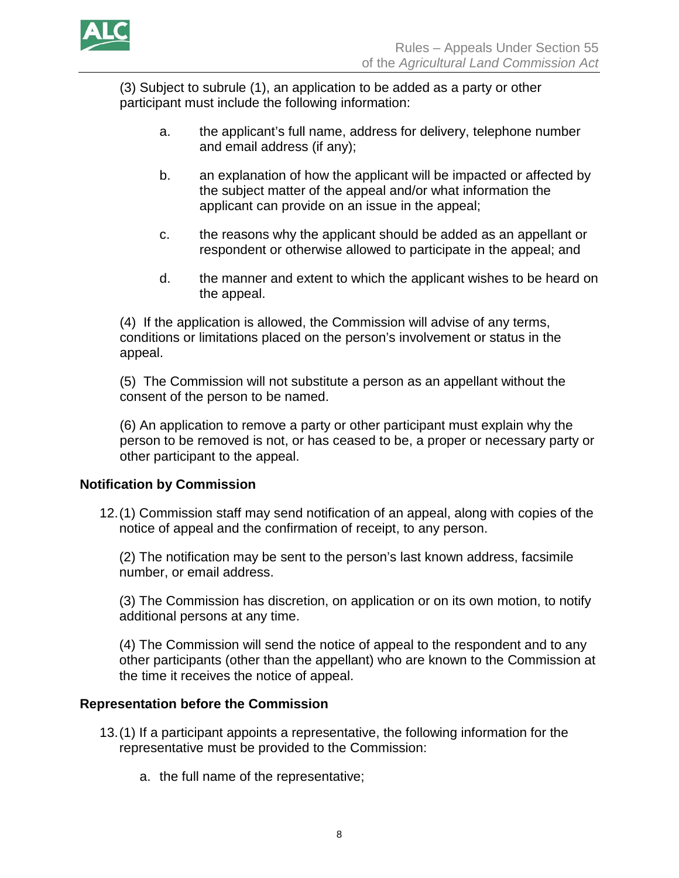(3) Subject to subrule (1), an application to be added as a party or other participant must include the following information:

a. the applicant's full name, address for delivery, telephone number and email address (if any);

b. an explanation of how the applicant will be impacted or affected by the subject matter of the appeal and/or what information the applicant can provide on an issue in the appeal;

c. the reasons why the applicant should be added as an appellant or respondent or otherwise allowed to participate in the appeal; and

d. the manner and extent to which the applicant wishes to be heard on the appeal.

(4) If the application is allowed, the Commission will advise of any terms, conditions or limitations placed on the person's involvement or status in the appeal.

(5) The Commission will not substitute a person as an appellant without the consent of the person to be named.

(6) An application to remove a party or other participant must explain why the person to be removed is not, or has ceased to be, a proper or necessary party or other participant to the appeal.

### Notification by Commission

12. (1) Commission staff may send notification of an appeal, along with copies of the notice of appeal and the confirmation of receipt, to any person.

(2) The notification may be sent to the person's last known address, facsimile number, or email address.

(3) The Commission has discretion, on application or on its own motion, to notify additional persons at any time.

(4) The Commission will send the notice of appeal to the respondent and to any other participants (other than the appellant) who are known to the Commission at the time it receives the notice of appeal.

### Representation before the Commission

13. (1) If a participant appoints a representative, the following information for the representative must be provided to the Commission:

a. the full name of the representative;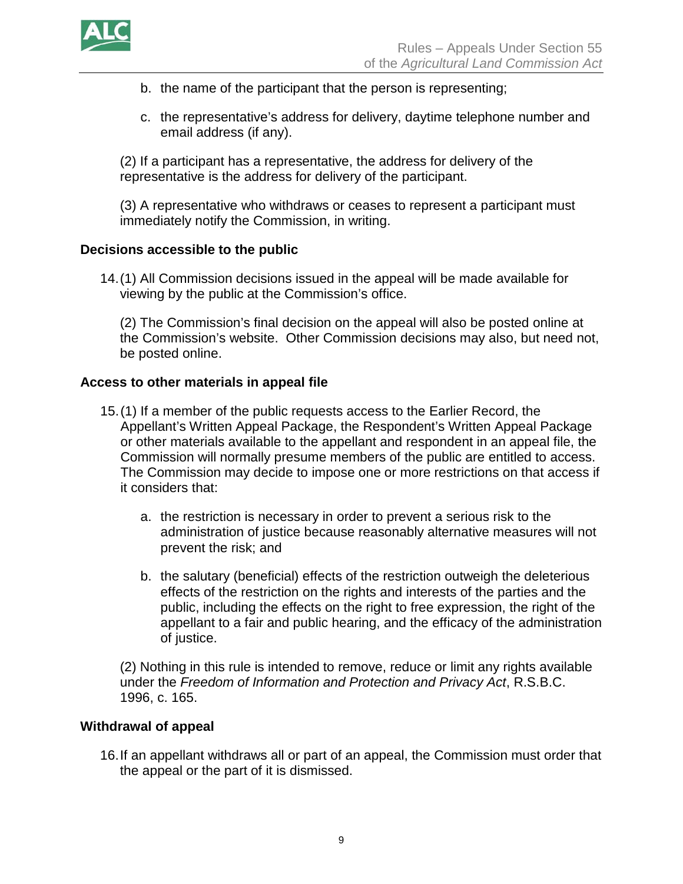b. the name of the participant that the person is representing;

c. the representative's address for delivery, daytime telephone number and email address (if any).

(2) If a participant has a representative, the address for delivery of the representative is the address for delivery of the participant.

(3) A representative who withdraws or ceases to represent a participant must immediately notify the Commission, in writing.

**Decisions accessible to the public**

14. (1) All Commission decisions issued in the appeal will be made available for viewing by the public at the Commission's office.

    (2) The Commission's final decision on the appeal will also be posted online at the Commission's website. Other Commission decisions may also, but need not, be posted online.

**Access to other materials in appeal file**

15. (1) If a member of the public requests access to the Earlier Record, the Appellant's Written Appeal Package, the Respondent's Written Appeal Package or other materials available to the appellant and respondent in an appeal file, the Commission will normally presume members of the public are entitled to access. The Commission may decide to impose one or more restrictions on that access if it considers that:

    a. the restriction is necessary in order to prevent a serious risk to the administration of justice because reasonably alternative measures will not prevent the risk; and

    b. the salutary (beneficial) effects of the restriction outweigh the deleterious effects of the restriction on the rights and interests of the parties and the public, including the effects on the right to free expression, the right of the appellant to a fair and public hearing, and the efficacy of the administration of justice.

    (2) Nothing in this rule is intended to remove, reduce or limit any rights available under the *Freedom of Information and Protection and Privacy Act*, R.S.B.C. 1996, c. 165.

**Withdrawal of appeal**

16. If an appellant withdraws all or part of an appeal, the Commission must order that the appeal or the part of it is dismissed.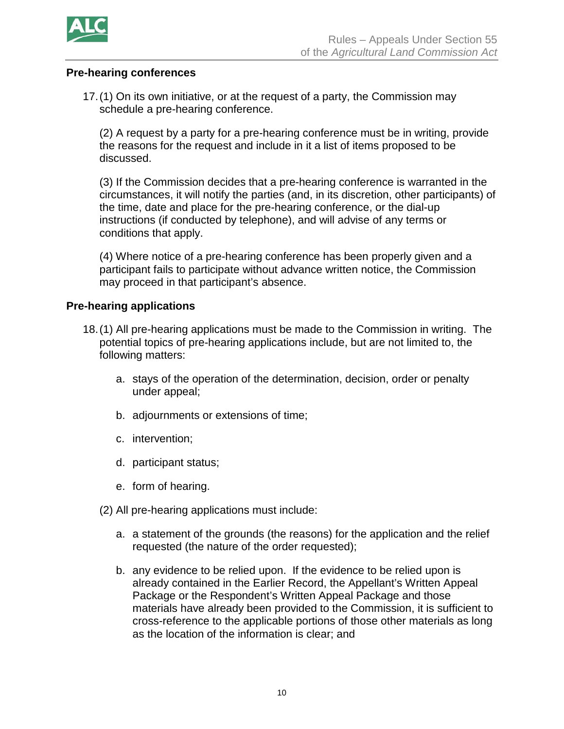**Pre-hearing conferences**

17. (1) On its own initiative, or at the request of a party, the Commission may schedule a pre-hearing conference.

    (2) A request by a party for a pre-hearing conference must be in writing, provide the reasons for the request and include in it a list of items proposed to be discussed.

    (3) If the Commission decides that a pre-hearing conference is warranted in the circumstances, it will notify the parties (and, in its discretion, other participants) of the time, date and place for the pre-hearing conference, or the dial-up instructions (if conducted by telephone), and will advise of any terms or conditions that apply.

    (4) Where notice of a pre-hearing conference has been properly given and a participant fails to participate without advance written notice, the Commission may proceed in that participant's absence.

**Pre-hearing applications**

18. (1) All pre-hearing applications must be made to the Commission in writing. The potential topics of pre-hearing applications include, but are not limited to, the following matters:

    a. stays of the operation of the determination, decision, order or penalty under appeal;

    b. adjournments or extensions of time;

    c. intervention;

    d. participant status;

    e. form of hearing.

    (2) All pre-hearing applications must include:

    a. a statement of the grounds (the reasons) for the application and the relief requested (the nature of the order requested);

    b. any evidence to be relied upon. If the evidence to be relied upon is already contained in the Earlier Record, the Appellant's Written Appeal Package or the Respondent's Written Appeal Package and those materials have already been provided to the Commission, it is sufficient to cross-reference to the applicable portions of those other materials as long as the location of the information is clear; and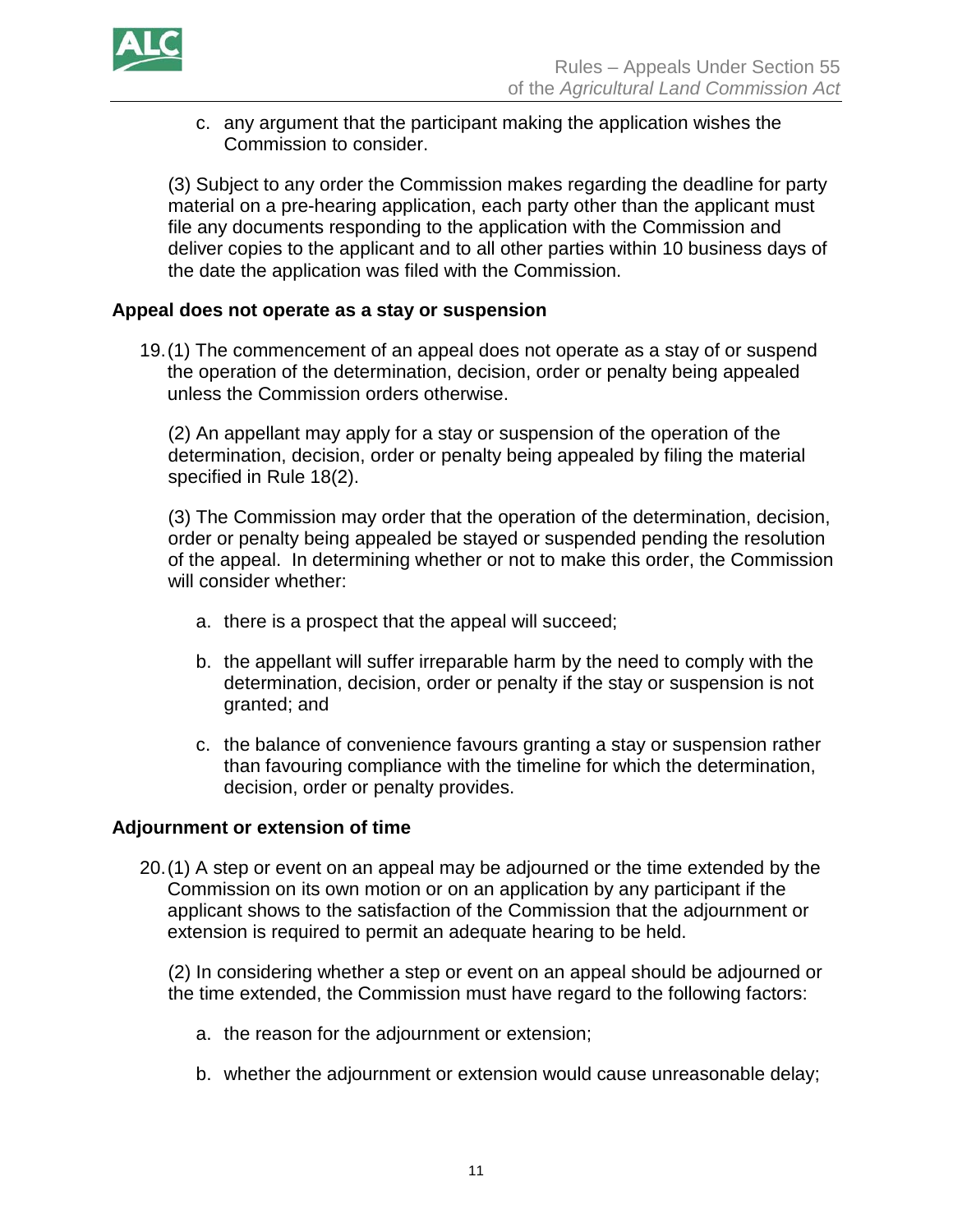c. any argument that the participant making the application wishes the Commission to consider.

(3) Subject to any order the Commission makes regarding the deadline for party material on a pre-hearing application, each party other than the applicant must file any documents responding to the application with the Commission and deliver copies to the applicant and to all other parties within 10 business days of the date the application was filed with the Commission.

**Appeal does not operate as a stay or suspension**

19. (1) The commencement of an appeal does not operate as a stay of or suspend the operation of the determination, decision, order or penalty being appealed unless the Commission orders otherwise.

(2) An appellant may apply for a stay or suspension of the operation of the determination, decision, order or penalty being appealed by filing the material specified in Rule 18(2).

(3) The Commission may order that the operation of the determination, decision, order or penalty being appealed be stayed or suspended pending the resolution of the appeal. In determining whether or not to make this order, the Commission will consider whether:

a. there is a prospect that the appeal will succeed;

b. the appellant will suffer irreparable harm by the need to comply with the determination, decision, order or penalty if the stay or suspension is not granted; and

c. the balance of convenience favours granting a stay or suspension rather than favouring compliance with the timeline for which the determination, decision, order or penalty provides.

**Adjournment or extension of time**

20. (1) A step or event on an appeal may be adjourned or the time extended by the Commission on its own motion or on an application by any participant if the applicant shows to the satisfaction of the Commission that the adjournment or extension is required to permit an adequate hearing to be held.

(2) In considering whether a step or event on an appeal should be adjourned or the time extended, the Commission must have regard to the following factors:

a. the reason for the adjournment or extension;

b. whether the adjournment or extension would cause unreasonable delay;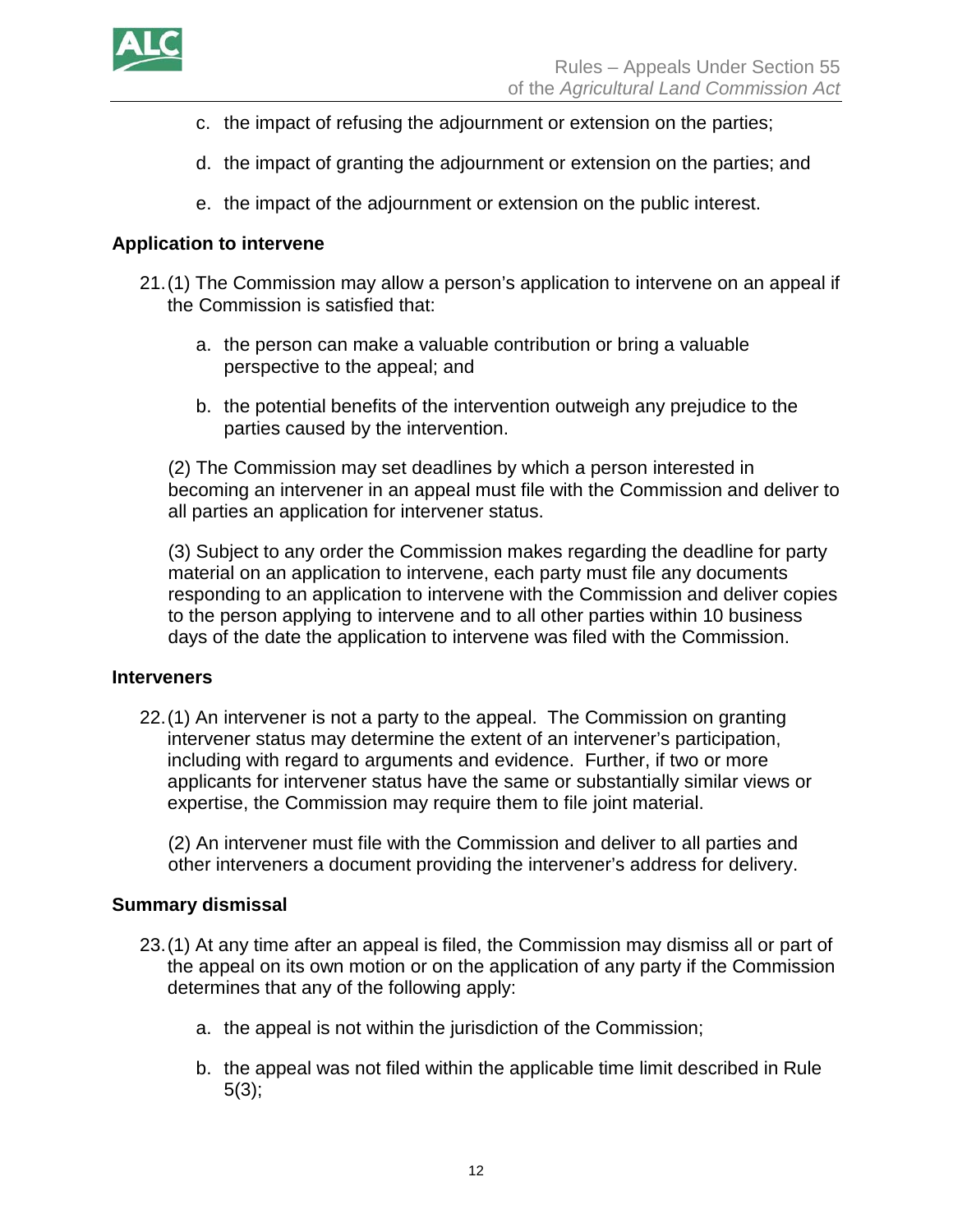c. the impact of refusing the adjournment or extension on the parties;

d. the impact of granting the adjournment or extension on the parties; and

e. the impact of the adjournment or extension on the public interest.

**Application to intervene**

21. (1) The Commission may allow a person's application to intervene on an appeal if the Commission is satisfied that:

    a. the person can make a valuable contribution or bring a valuable perspective to the appeal; and

    b. the potential benefits of the intervention outweigh any prejudice to the parties caused by the intervention.

    (2) The Commission may set deadlines by which a person interested in becoming an intervener in an appeal must file with the Commission and deliver to all parties an application for intervener status.

    (3) Subject to any order the Commission makes regarding the deadline for party material on an application to intervene, each party must file any documents responding to an application to intervene with the Commission and deliver copies to the person applying to intervene and to all other parties within 10 business days of the date the application to intervene was filed with the Commission.

**Interveners**

22. (1) An intervener is not a party to the appeal. The Commission on granting intervener status may determine the extent of an intervener's participation, including with regard to arguments and evidence. Further, if two or more applicants for intervener status have the same or substantially similar views or expertise, the Commission may require them to file joint material.

    (2) An intervener must file with the Commission and deliver to all parties and other interveners a document providing the intervener's address for delivery.

**Summary dismissal**

23. (1) At any time after an appeal is filed, the Commission may dismiss all or part of the appeal on its own motion or on the application of any party if the Commission determines that any of the following apply:

    a. the appeal is not within the jurisdiction of the Commission;

    b. the appeal was not filed within the applicable time limit described in Rule 5(3);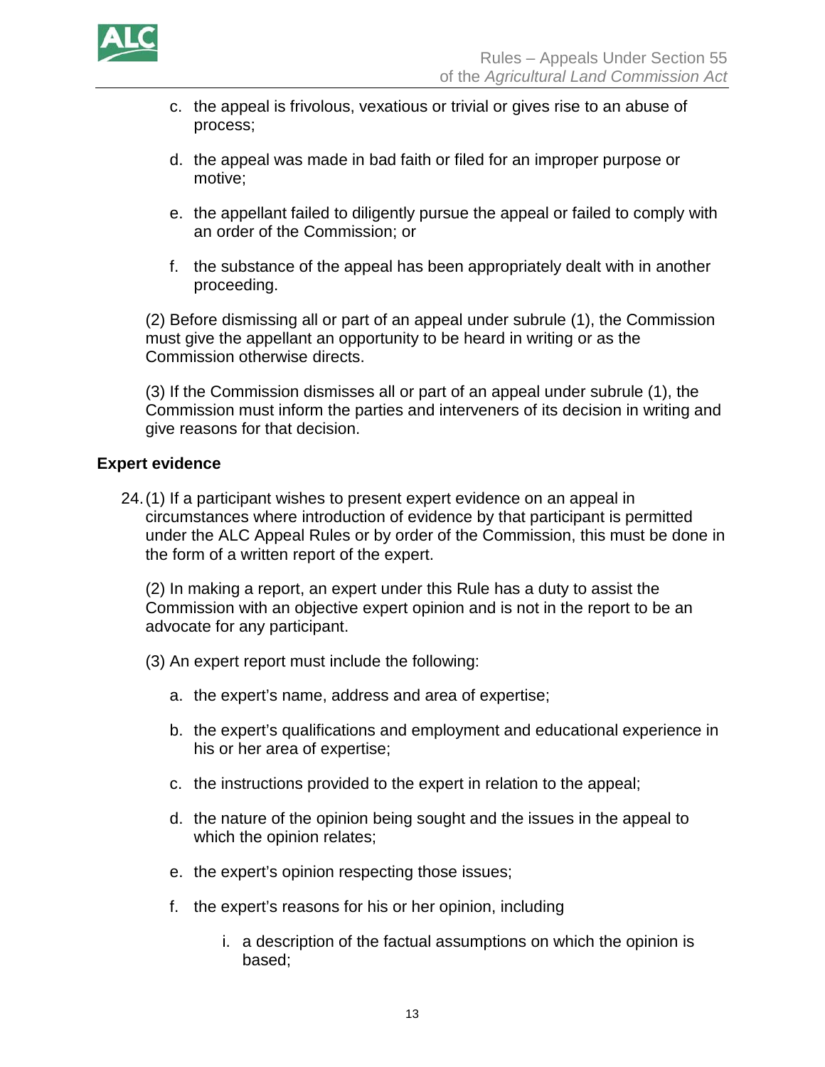c. the appeal is frivolous, vexatious or trivial or gives rise to an abuse of process;

d. the appeal was made in bad faith or filed for an improper purpose or motive;

e. the appellant failed to diligently pursue the appeal or failed to comply with an order of the Commission; or

f. the substance of the appeal has been appropriately dealt with in another proceeding.

(2) Before dismissing all or part of an appeal under subrule (1), the Commission must give the appellant an opportunity to be heard in writing or as the Commission otherwise directs.

(3) If the Commission dismisses all or part of an appeal under subrule (1), the Commission must inform the parties and interveners of its decision in writing and give reasons for that decision.

**Expert evidence**

24. (1) If a participant wishes to present expert evidence on an appeal in circumstances where introduction of evidence by that participant is permitted under the ALC Appeal Rules or by order of the Commission, this must be done in the form of a written report of the expert.

(2) In making a report, an expert under this Rule has a duty to assist the Commission with an objective expert opinion and is not in the report to be an advocate for any participant.

(3) An expert report must include the following:

a. the expert's name, address and area of expertise;

b. the expert's qualifications and employment and educational experience in his or her area of expertise;

c. the instructions provided to the expert in relation to the appeal;

d. the nature of the opinion being sought and the issues in the appeal to which the opinion relates;

e. the expert's opinion respecting those issues;

f. the expert's reasons for his or her opinion, including

   i. a description of the factual assumptions on which the opinion is based;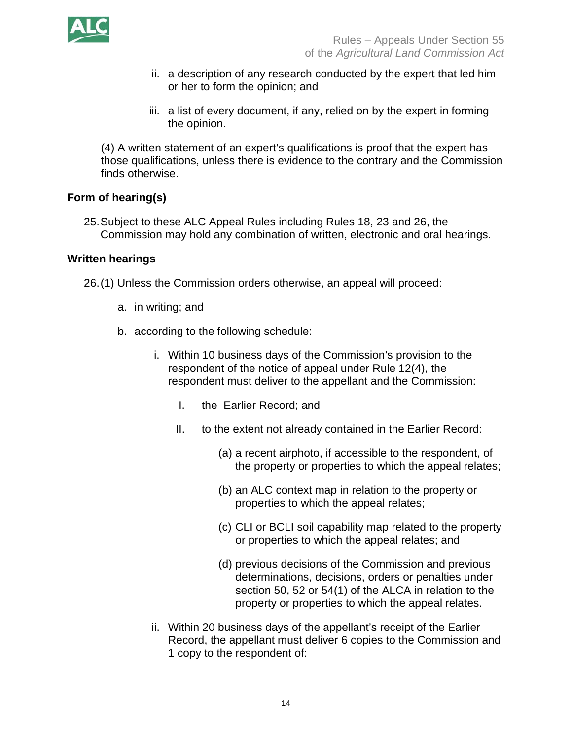ii. a description of any research conducted by the expert that led him or her to form the opinion; and

   iii. a list of every document, if any, relied on by the expert in forming the opinion.

(4) A written statement of an expert's qualifications is proof that the expert has those qualifications, unless there is evidence to the contrary and the Commission finds otherwise.

**Form of hearing(s)**

25. Subject to these ALC Appeal Rules including Rules 18, 23 and 26, the Commission may hold any combination of written, electronic and oral hearings.

**Written hearings**

26. (1) Unless the Commission orders otherwise, an appeal will proceed:

   a. in writing; and

   b. according to the following schedule:

      i. Within 10 business days of the Commission's provision to the respondent of the notice of appeal under Rule 12(4), the respondent must deliver to the appellant and the Commission:

         I. the Earlier Record; and

         II. to the extent not already contained in the Earlier Record:

            (a) a recent airphoto, if accessible to the respondent, of the property or properties to which the appeal relates;

            (b) an ALC context map in relation to the property or properties to which the appeal relates;

            (c) CLI or BCLI soil capability map related to the property or properties to which the appeal relates; and

            (d) previous decisions of the Commission and previous determinations, decisions, orders or penalties under section 50, 52 or 54(1) of the ALCA in relation to the property or properties to which the appeal relates.

      ii. Within 20 business days of the appellant's receipt of the Earlier Record, the appellant must deliver 6 copies to the Commission and 1 copy to the respondent of: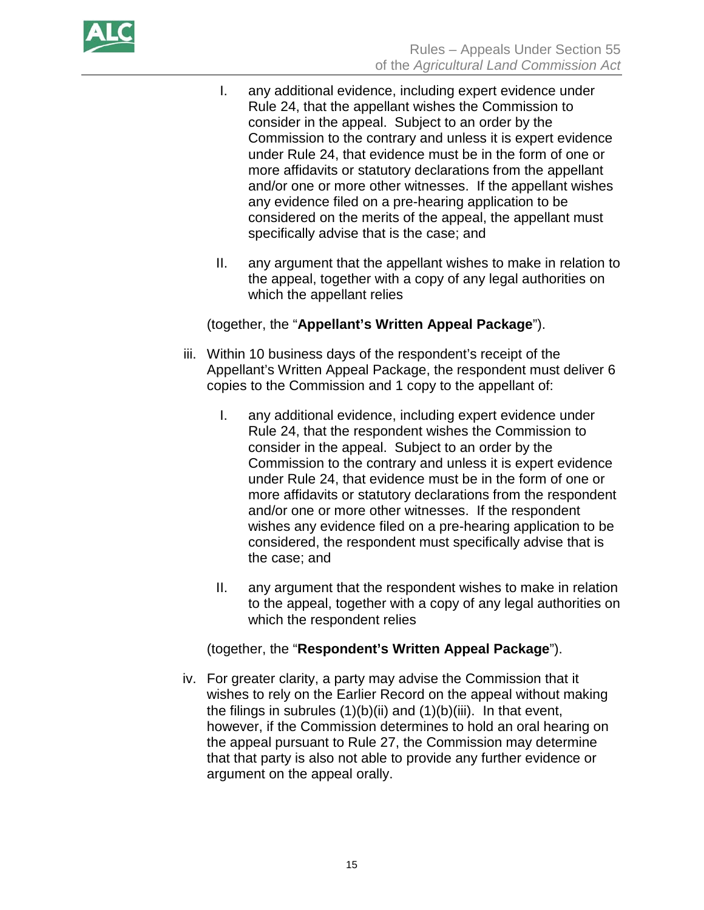I. any additional evidence, including expert evidence under Rule 24, that the appellant wishes the Commission to consider in the appeal. Subject to an order by the Commission to the contrary and unless it is expert evidence under Rule 24, that evidence must be in the form of one or more affidavits or statutory declarations from the appellant and/or one or more other witnesses. If the appellant wishes any evidence filed on a pre-hearing application to be considered on the merits of the appeal, the appellant must specifically advise that is the case; and

II. any argument that the appellant wishes to make in relation to the appeal, together with a copy of any legal authorities on which the appellant relies

(together, the "**Appellant's Written Appeal Package**").

iii. Within 10 business days of the respondent's receipt of the Appellant's Written Appeal Package, the respondent must deliver 6 copies to the Commission and 1 copy to the appellant of:

I. any additional evidence, including expert evidence under Rule 24, that the respondent wishes the Commission to consider in the appeal. Subject to an order by the Commission to the contrary and unless it is expert evidence under Rule 24, that evidence must be in the form of one or more affidavits or statutory declarations from the respondent and/or one or more other witnesses. If the respondent wishes any evidence filed on a pre-hearing application to be considered, the respondent must specifically advise that is the case; and

II. any argument that the respondent wishes to make in relation to the appeal, together with a copy of any legal authorities on which the respondent relies

(together, the "**Respondent's Written Appeal Package**").

iv. For greater clarity, a party may advise the Commission that it wishes to rely on the Earlier Record on the appeal without making the filings in subrules (1)(b)(ii) and (1)(b)(iii). In that event, however, if the Commission determines to hold an oral hearing on the appeal pursuant to Rule 27, the Commission may determine that that party is also not able to provide any further evidence or argument on the appeal orally.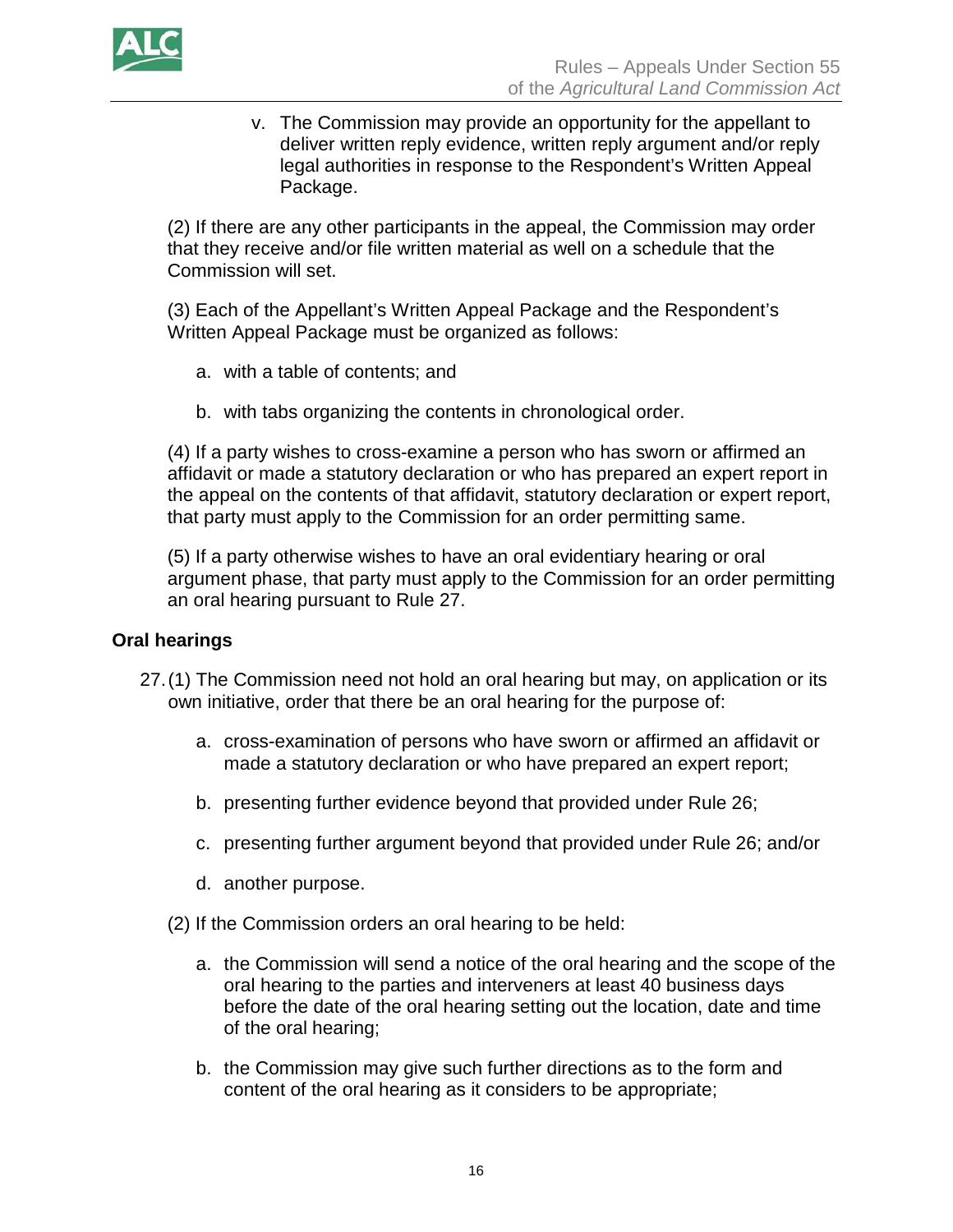v. The Commission may provide an opportunity for the appellant to deliver written reply evidence, written reply argument and/or reply legal authorities in response to the Respondent's Written Appeal Package.

(2) If there are any other participants in the appeal, the Commission may order that they receive and/or file written material as well on a schedule that the Commission will set.

(3) Each of the Appellant's Written Appeal Package and the Respondent's Written Appeal Package must be organized as follows:

a. with a table of contents; and

b. with tabs organizing the contents in chronological order.

(4) If a party wishes to cross-examine a person who has sworn or affirmed an affidavit or made a statutory declaration or who has prepared an expert report in the appeal on the contents of that affidavit, statutory declaration or expert report, that party must apply to the Commission for an order permitting same.

(5) If a party otherwise wishes to have an oral evidentiary hearing or oral argument phase, that party must apply to the Commission for an order permitting an oral hearing pursuant to Rule 27.

**Oral hearings**

27. (1) The Commission need not hold an oral hearing but may, on application or its own initiative, order that there be an oral hearing for the purpose of:

a. cross-examination of persons who have sworn or affirmed an affidavit or made a statutory declaration or who have prepared an expert report;

b. presenting further evidence beyond that provided under Rule 26;

c. presenting further argument beyond that provided under Rule 26; and/or

d. another purpose.

(2) If the Commission orders an oral hearing to be held:

a. the Commission will send a notice of the oral hearing and the scope of the oral hearing to the parties and interveners at least 40 business days before the date of the oral hearing setting out the location, date and time of the oral hearing;

b. the Commission may give such further directions as to the form and content of the oral hearing as it considers to be appropriate;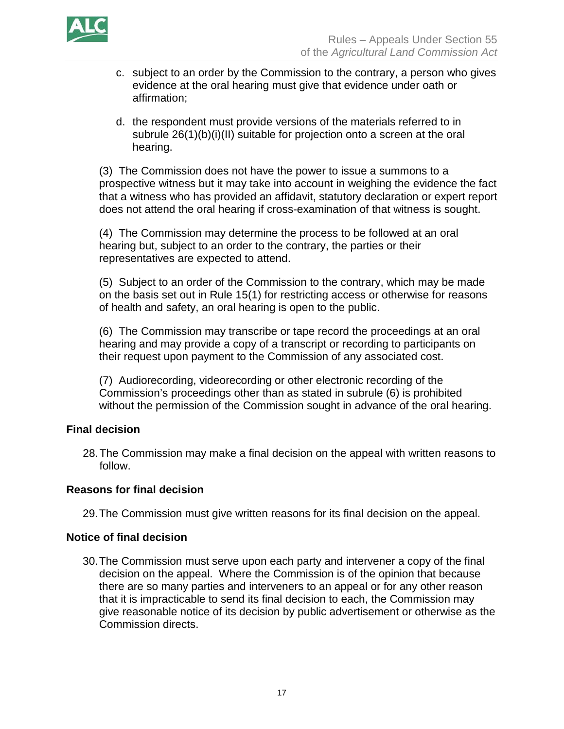c. subject to an order by the Commission to the contrary, a person who gives evidence at the oral hearing must give that evidence under oath or affirmation;

d. the respondent must provide versions of the materials referred to in subrule 26(1)(b)(i)(II) suitable for projection onto a screen at the oral hearing.

(3) The Commission does not have the power to issue a summons to a prospective witness but it may take into account in weighing the evidence the fact that a witness who has provided an affidavit, statutory declaration or expert report does not attend the oral hearing if cross-examination of that witness is sought.

(4) The Commission may determine the process to be followed at an oral hearing but, subject to an order to the contrary, the parties or their representatives are expected to attend.

(5) Subject to an order of the Commission to the contrary, which may be made on the basis set out in Rule 15(1) for restricting access or otherwise for reasons of health and safety, an oral hearing is open to the public.

(6) The Commission may transcribe or tape record the proceedings at an oral hearing and may provide a copy of a transcript or recording to participants on their request upon payment to the Commission of any associated cost.

(7) Audiorecording, videorecording or other electronic recording of the Commission's proceedings other than as stated in subrule (6) is prohibited without the permission of the Commission sought in advance of the oral hearing.

### Final decision

28. The Commission may make a final decision on the appeal with written reasons to follow.

### Reasons for final decision

29. The Commission must give written reasons for its final decision on the appeal.

### Notice of final decision

30. The Commission must serve upon each party and intervener a copy of the final decision on the appeal. Where the Commission is of the opinion that because there are so many parties and interveners to an appeal or for any other reason that it is impracticable to send its final decision to each, the Commission may give reasonable notice of its decision by public advertisement or otherwise as the Commission directs.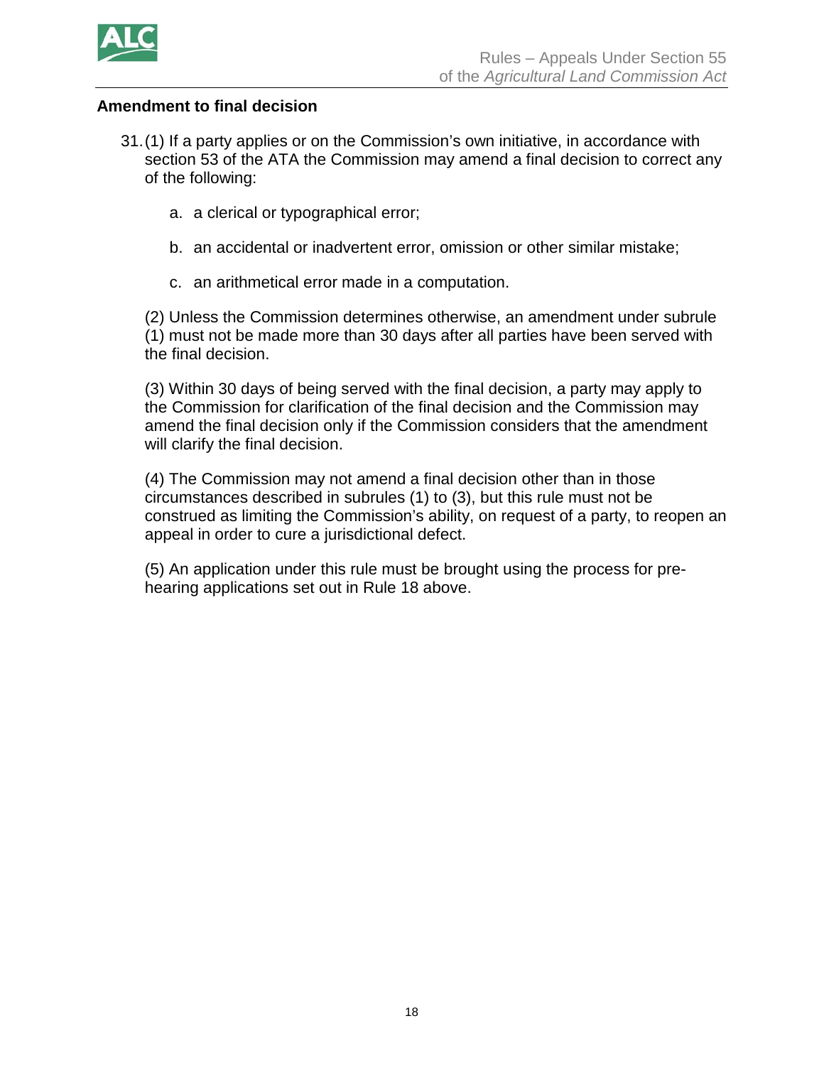### Amendment to final decision

31. (1) If a party applies or on the Commission's own initiative, in accordance with section 53 of the ATA the Commission may amend a final decision to correct any of the following:

    a. a clerical or typographical error;

    b. an accidental or inadvertent error, omission or other similar mistake;

    c. an arithmetical error made in a computation.

    (2) Unless the Commission determines otherwise, an amendment under subrule (1) must not be made more than 30 days after all parties have been served with the final decision.

    (3) Within 30 days of being served with the final decision, a party may apply to the Commission for clarification of the final decision and the Commission may amend the final decision only if the Commission considers that the amendment will clarify the final decision.

    (4) The Commission may not amend a final decision other than in those circumstances described in subrules (1) to (3), but this rule must not be construed as limiting the Commission's ability, on request of a party, to reopen an appeal in order to cure a jurisdictional defect.

    (5) An application under this rule must be brought using the process for pre-hearing applications set out in Rule 18 above.